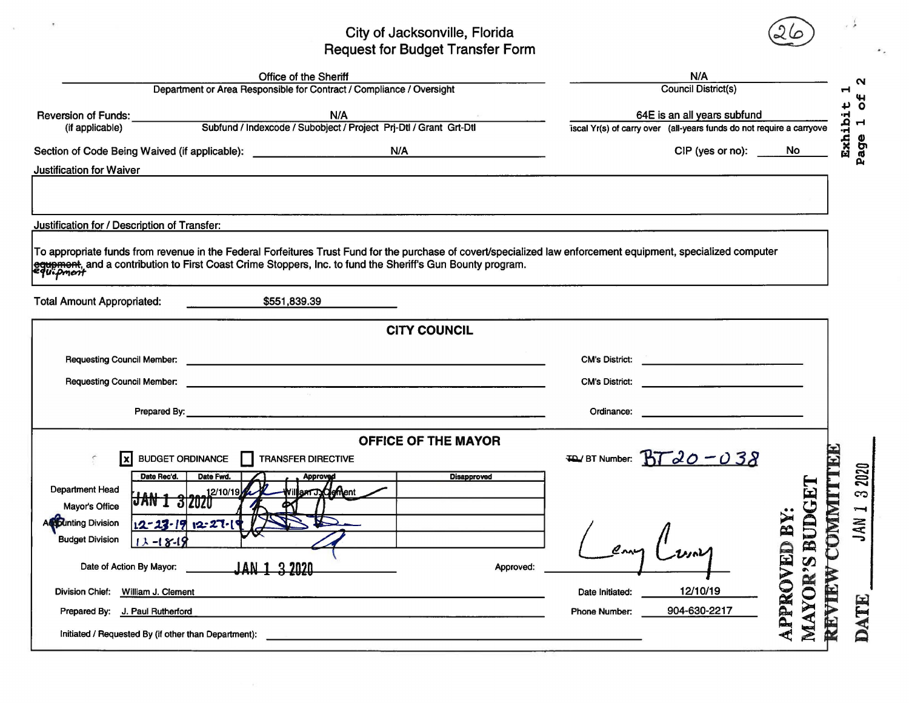# City of Jacksonville, Florida
## Request for Budget Transfer Form

(26)

Office of the Sheriff
Department or Area Responsible for Contract / Compliance / Oversight

N/A
Council District(s)

Reversion of Funds: (if applicable) N/A
Subfund / Indexcode / Subobject / Project Prj-Dtl / Grant Grt-Dtl

64E is an all years subfund
Fiscal Yr(s) of carry over (all-years funds do not require a carryover)

Section of Code Being Waived (if applicable): N/A

CIP (yes or no): No

Justification for Waiver

Justification for / Description of Transfer:

To appropriate funds from revenue in the Federal Forfeitures Trust Fund for the purchase of covert/specialized law enforcement equipment, specialized computer ~~equpment~~ equipment, and a contribution to First Coast Crime Stoppers, Inc. to fund the Sheriff's Gun Bounty program.

Total Amount Appropriated: $551,839.39

### CITY COUNCIL

Requesting Council Member: ______ CM's District: ______

Requesting Council Member: ______ CM's District: ______

Prepared By: ______ Ordinance: ______

### OFFICE OF THE MAYOR

[x] BUDGET ORDINANCE [ ] TRANSFER DIRECTIVE

~~TD~~/ BT Number: BT 20-038

| | Date Rec'd. | Date Fwd. | Approved | Disapproved |
|---|---|---|---|---|
| Department Head | | 12/10/19 | William J. Clement [signature] | |
| Mayor's Office | JAN 1 3 2020 | | [signature] | |
| Accounting Division | 12-23-19 | 12-27-19 | [signature] | |
| Budget Division | 12-18-19 | | [signature] | |

Date of Action By Mayor: JAN 1 3 2020

Approved: [signature: Lenny Curry]

Division Chief: William J. Clement

Date Initiated: 12/10/19

Prepared By: J. Paul Rutherford

Phone Number: 904-630-2217

Initiated / Requested By (if other than Department): ______

APPROVED BY: MAYOR'S BUDGET REVIEW COMMITTEE
DATE JAN 1 3 2020

Exhibit 1
Page 1 of 2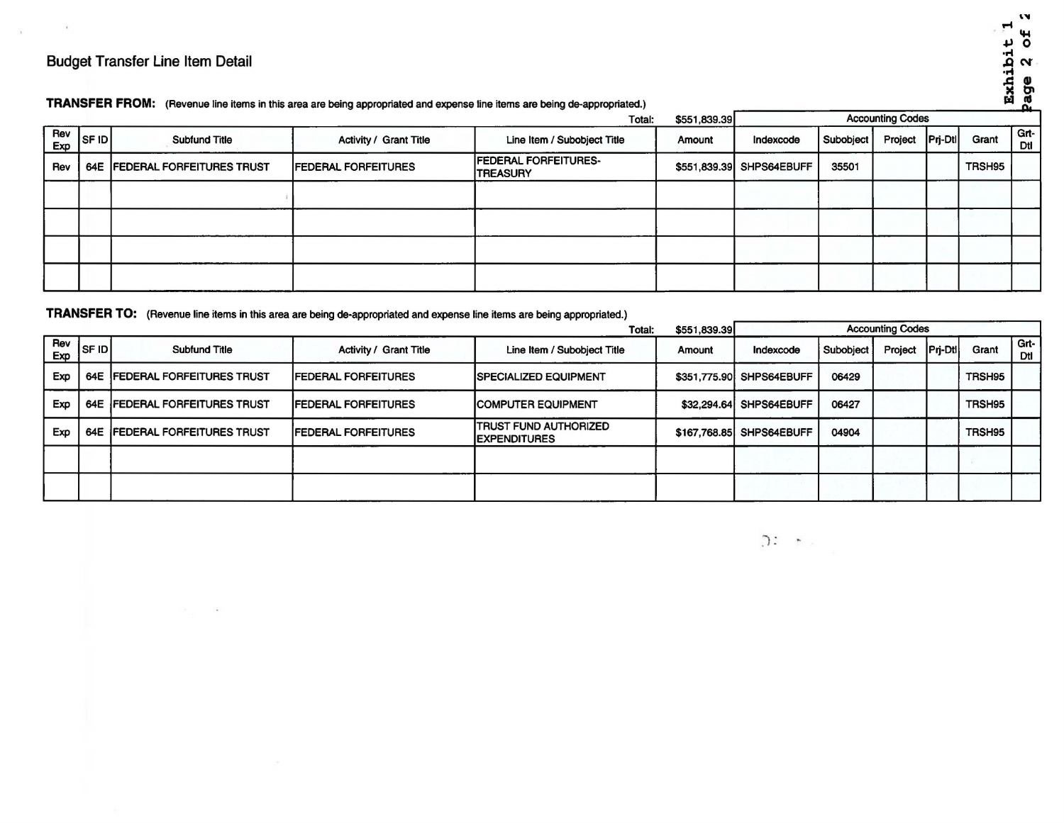# Budget Transfer Line Item Detail

**TRANSFER FROM:** (Revenue line items in this area are being appropriated and expense line items are being de-appropriated.)

Total: $551,839.39

| | | | | | | Accounting Codes | | | | | |
|---|---|---|---|---|---|---|---|---|---|---|---|
| Rev Exp | SF ID | Subfund Title | Activity / Grant Title | Line Item / Subobject Title | Amount | Indexcode | Subobject | Project | Prj-Dtl | Grant | Grt-Dtl |
| Rev | 64E | FEDERAL FORFEITURES TRUST | FEDERAL FORFEITURES | FEDERAL FORFEITURES-TREASURY | $551,839.39 | SHPS64EBUFF | 35501 | | | TRSH95 | |
| | | | | | | | | | | | |
| | | | | | | | | | | | |
| | | | | | | | | | | | |
| | | | | | | | | | | | |

**TRANSFER TO:** (Revenue line items in this area are being de-appropriated and expense line items are being appropriated.)

Total: $551,839.39

| | | | | | | Accounting Codes | | | | | |
|---|---|---|---|---|---|---|---|---|---|---|---|
| Rev Exp | SF ID | Subfund Title | Activity / Grant Title | Line Item / Subobject Title | Amount | Indexcode | Subobject | Project | Prj-Dtl | Grant | Grt-Dtl |
| Exp | 64E | FEDERAL FORFEITURES TRUST | FEDERAL FORFEITURES | SPECIALIZED EQUIPMENT | $351,775.90 | SHPS64EBUFF | 06429 | | | TRSH95 | |
| Exp | 64E | FEDERAL FORFEITURES TRUST | FEDERAL FORFEITURES | COMPUTER EQUIPMENT | $32,294.64 | SHPS64EBUFF | 06427 | | | TRSH95 | |
| Exp | 64E | FEDERAL FORFEITURES TRUST | FEDERAL FORFEITURES | TRUST FUND AUTHORIZED EXPENDITURES | $167,768.85 | SHPS64EBUFF | 04904 | | | TRSH95 | |
| | | | | | | | | | | | |
| | | | | | | | | | | | |